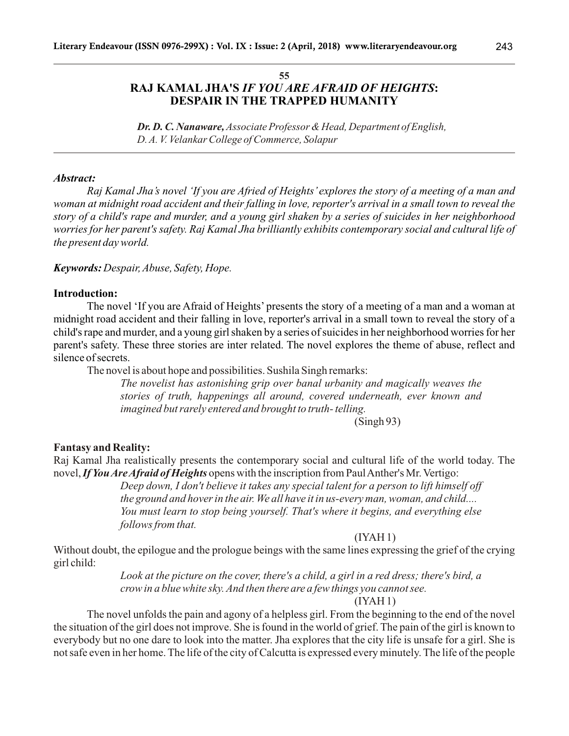55

# RAJ KAMAL JHA'S *IF YOU ARE AFRAID OF HEIGHTS*: DESPAIR IN THE TRAPPED HUMANITY

***Dr. D. C. Nanaware,*** *Associate Professor & Head, Department of English, D. A. V. Velankar College of Commerce, Solapur*

---

***Abstract:***

*Raj Kamal Jha's novel 'If you are Afried of Heights' explores the story of a meeting of a man and woman at midnight road accident and their falling in love, reporter's arrival in a small town to reveal the story of a child's rape and murder, and a young girl shaken by a series of suicides in her neighborhood worries for her parent's safety. Raj Kamal Jha brilliantly exhibits contemporary social and cultural life of the present day world.*

***Keywords:*** *Despair, Abuse, Safety, Hope.*

**Introduction:**

The novel 'If you are Afraid of Heights' presents the story of a meeting of a man and a woman at midnight road accident and their falling in love, reporter's arrival in a small town to reveal the story of a child's rape and murder, and a young girl shaken by a series of suicides in her neighborhood worries for her parent's safety. These three stories are inter related. The novel explores the theme of abuse, reflect and silence of secrets.

The novel is about hope and possibilities. Sushila Singh remarks:

> *The novelist has astonishing grip over banal urbanity and magically weaves the stories of truth, happenings all around, covered underneath, ever known and imagined but rarely entered and brought to truth- telling.*
>
> (Singh 93)

**Fantasy and Reality:**

Raj Kamal Jha realistically presents the contemporary social and cultural life of the world today. The novel, ***If You Are Afraid of Heights*** opens with the inscription from Paul Anther's Mr. Vertigo:

> *Deep down, I don't believe it takes any special talent for a person to lift himself off the ground and hover in the air. We all have it in us-every man, woman, and child.... You must learn to stop being yourself. That's where it begins, and everything else follows from that.*
>
> (IYAH 1)

Without doubt, the epilogue and the prologue beings with the same lines expressing the grief of the crying girl child:

> *Look at the picture on the cover, there's a child, a girl in a red dress; there's bird, a crow in a blue white sky. And then there are a few things you cannot see.*
>
> (IYAH 1)

The novel unfolds the pain and agony of a helpless girl. From the beginning to the end of the novel the situation of the girl does not improve. She is found in the world of grief. The pain of the girl is known to everybody but no one dare to look into the matter. Jha explores that the city life is unsafe for a girl. She is not safe even in her home. The life of the city of Calcutta is expressed every minutely. The life of the people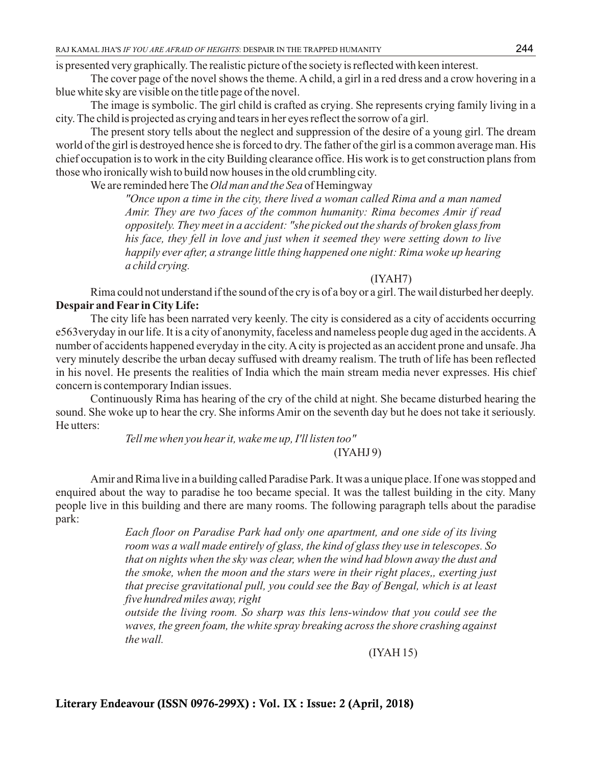is presented very graphically. The realistic picture of the society is reflected with keen interest.

The cover page of the novel shows the theme. A child, a girl in a red dress and a crow hovering in a blue white sky are visible on the title page of the novel.

The image is symbolic. The girl child is crafted as crying. She represents crying family living in a city. The child is projected as crying and tears in her eyes reflect the sorrow of a girl.

The present story tells about the neglect and suppression of the desire of a young girl. The dream world of the girl is destroyed hence she is forced to dry. The father of the girl is a common average man. His chief occupation is to work in the city Building clearance office. His work is to get construction plans from those who ironically wish to build now houses in the old crumbling city.

We are reminded here The *Old man and the Sea* of Hemingway

> *"Once upon a time in the city, there lived a woman called Rima and a man named Amir. They are two faces of the common humanity: Rima becomes Amir if read oppositely. They meet in a accident: "she picked out the shards of broken glass from his face, they fell in love and just when it seemed they were setting down to live happily ever after, a strange little thing happened one night: Rima woke up hearing a child crying.*
>
> (IYAH7)

Rima could not understand if the sound of the cry is of a boy or a girl. The wail disturbed her deeply.

**Despair and Fear in City Life:**

The city life has been narrated very keenly. The city is considered as a city of accidents occurring e563veryday in our life. It is a city of anonymity, faceless and nameless people dug aged in the accidents. A number of accidents happened everyday in the city. A city is projected as an accident prone and unsafe. Jha very minutely describe the urban decay suffused with dreamy realism. The truth of life has been reflected in his novel. He presents the realities of India which the main stream media never expresses. His chief concern is contemporary Indian issues.

Continuously Rima has hearing of the cry of the child at night. She became disturbed hearing the sound. She woke up to hear the cry. She informs Amir on the seventh day but he does not take it seriously. He utters:

> *Tell me when you hear it, wake me up, I'll listen too"*
>
> (IYAHJ 9)

Amir and Rima live in a building called Paradise Park. It was a unique place. If one was stopped and enquired about the way to paradise he too became special. It was the tallest building in the city. Many people live in this building and there are many rooms. The following paragraph tells about the paradise park:

> *Each floor on Paradise Park had only one apartment, and one side of its living room was a wall made entirely of glass, the kind of glass they use in telescopes. So that on nights when the sky was clear, when the wind had blown away the dust and the smoke, when the moon and the stars were in their right places,, exerting just that precise gravitational pull, you could see the Bay of Bengal, which is at least five hundred miles away, right*
>
> *outside the living room. So sharp was this lens-window that you could see the waves, the green foam, the white spray breaking across the shore crashing against the wall.*
>
> (IYAH 15)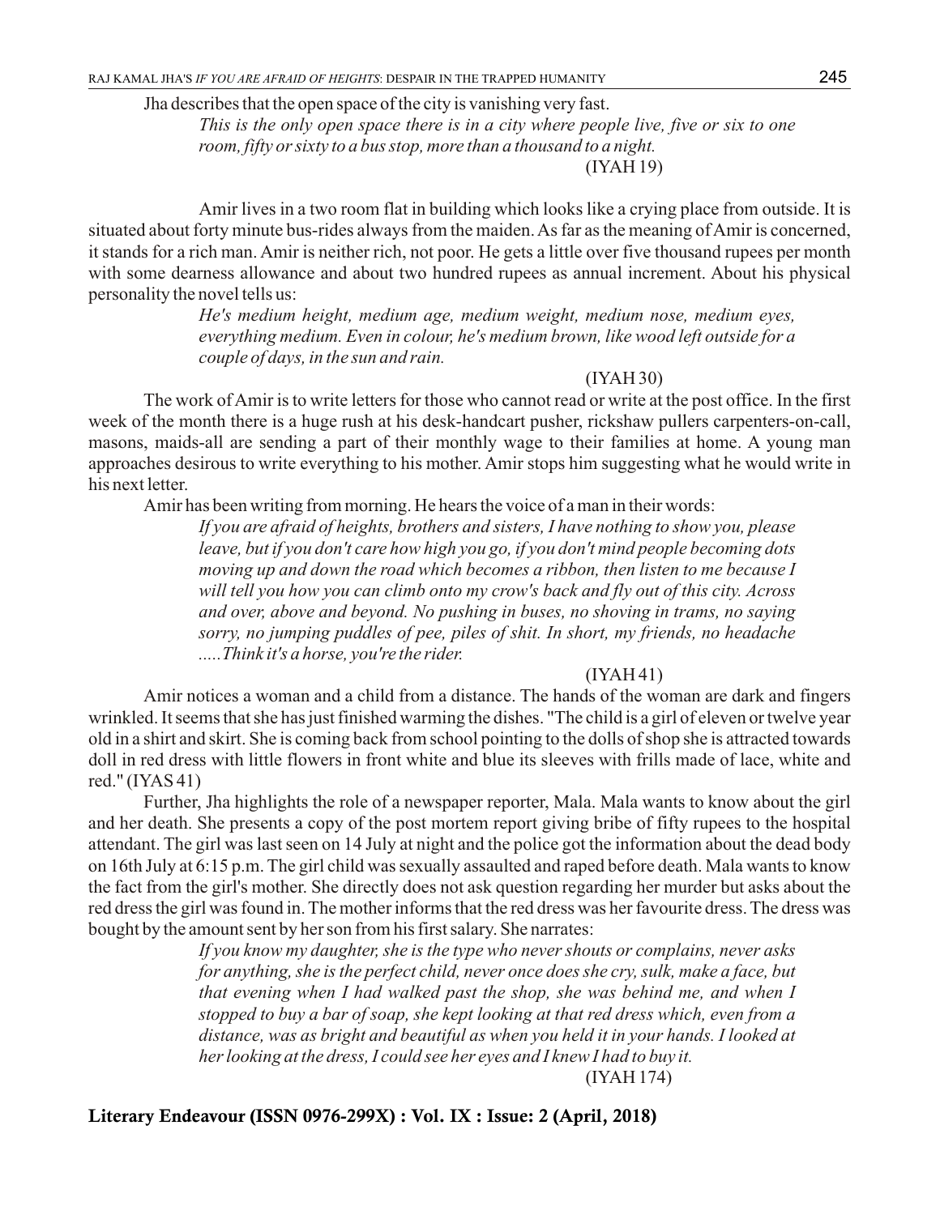Jha describes that the open space of the city is vanishing very fast.

> *This is the only open space there is in a city where people live, five or six to one room, fifty or sixty to a bus stop, more than a thousand to a night.*
>
> (IYAH 19)

Amir lives in a two room flat in building which looks like a crying place from outside. It is situated about forty minute bus-rides always from the maiden. As far as the meaning of Amir is concerned, it stands for a rich man. Amir is neither rich, not poor. He gets a little over five thousand rupees per month with some dearness allowance and about two hundred rupees as annual increment. About his physical personality the novel tells us:

> *He's medium height, medium age, medium weight, medium nose, medium eyes, everything medium. Even in colour, he's medium brown, like wood left outside for a couple of days, in the sun and rain.*
>
> (IYAH 30)

The work of Amir is to write letters for those who cannot read or write at the post office. In the first week of the month there is a huge rush at his desk-handcart pusher, rickshaw pullers carpenters-on-call, masons, maids-all are sending a part of their monthly wage to their families at home. A young man approaches desirous to write everything to his mother. Amir stops him suggesting what he would write in his next letter.

Amir has been writing from morning. He hears the voice of a man in their words:

> *If you are afraid of heights, brothers and sisters, I have nothing to show you, please leave, but if you don't care how high you go, if you don't mind people becoming dots moving up and down the road which becomes a ribbon, then listen to me because I will tell you how you can climb onto my crow's back and fly out of this city. Across and over, above and beyond. No pushing in buses, no shoving in trams, no saying sorry, no jumping puddles of pee, piles of shit. In short, my friends, no headache .....Think it's a horse, you're the rider.*
>
> (IYAH 41)

Amir notices a woman and a child from a distance. The hands of the woman are dark and fingers wrinkled. It seems that she has just finished warming the dishes. "The child is a girl of eleven or twelve year old in a shirt and skirt. She is coming back from school pointing to the dolls of shop she is attracted towards doll in red dress with little flowers in front white and blue its sleeves with frills made of lace, white and red." (IYAS 41)

Further, Jha highlights the role of a newspaper reporter, Mala. Mala wants to know about the girl and her death. She presents a copy of the post mortem report giving bribe of fifty rupees to the hospital attendant. The girl was last seen on 14 July at night and the police got the information about the dead body on 16th July at 6:15 p.m. The girl child was sexually assaulted and raped before death. Mala wants to know the fact from the girl's mother. She directly does not ask question regarding her murder but asks about the red dress the girl was found in. The mother informs that the red dress was her favourite dress. The dress was bought by the amount sent by her son from his first salary. She narrates:

> *If you know my daughter, she is the type who never shouts or complains, never asks for anything, she is the perfect child, never once does she cry, sulk, make a face, but that evening when I had walked past the shop, she was behind me, and when I stopped to buy a bar of soap, she kept looking at that red dress which, even from a distance, was as bright and beautiful as when you held it in your hands. I looked at her looking at the dress, I could see her eyes and I knew I had to buy it.*
>
> (IYAH 174)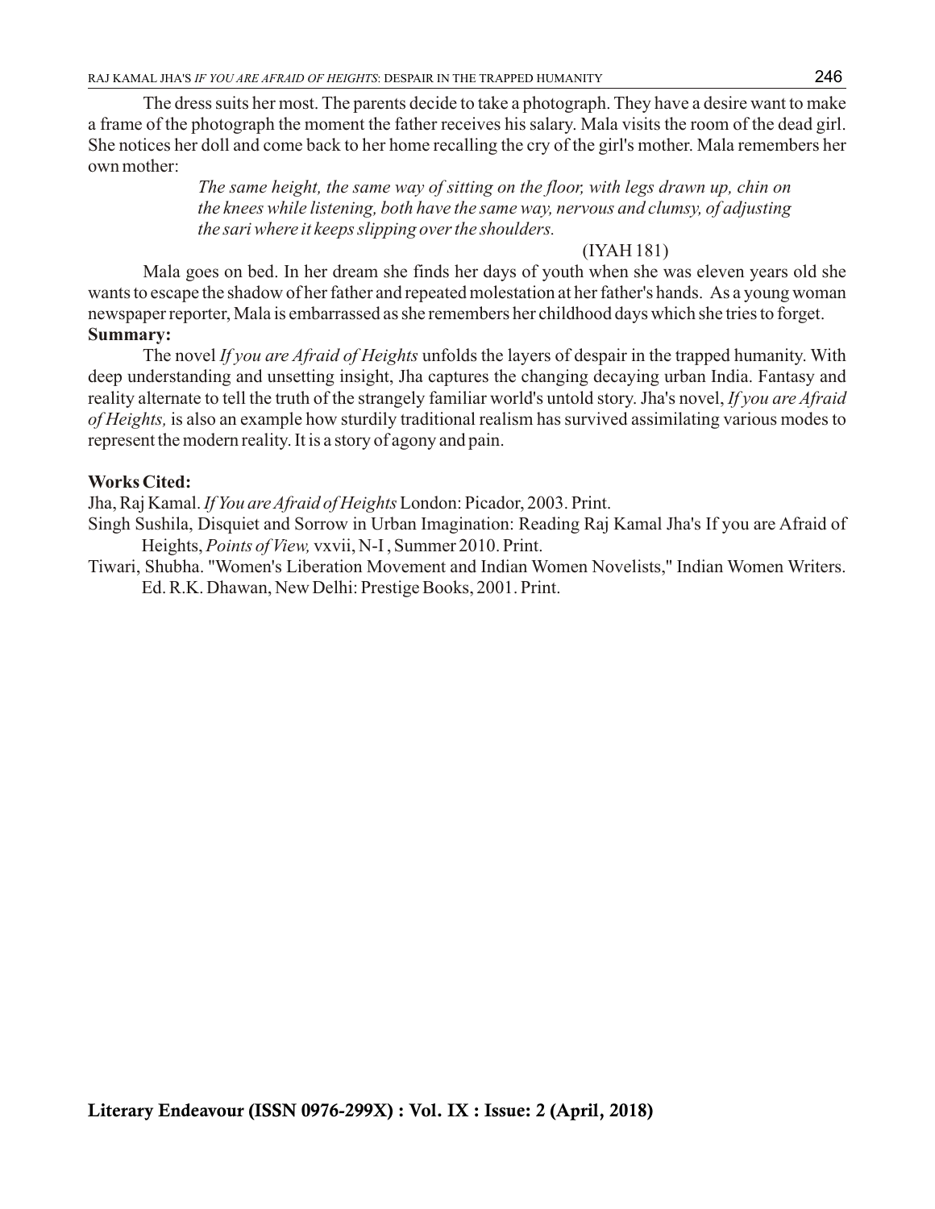The dress suits her most. The parents decide to take a photograph. They have a desire want to make a frame of the photograph the moment the father receives his salary. Mala visits the room of the dead girl. She notices her doll and come back to her home recalling the cry of the girl's mother. Mala remembers her own mother:

> *The same height, the same way of sitting on the floor, with legs drawn up, chin on the knees while listening, both have the same way, nervous and clumsy, of adjusting the sari where it keeps slipping over the shoulders.*
>
> (IYAH 181)

Mala goes on bed. In her dream she finds her days of youth when she was eleven years old she wants to escape the shadow of her father and repeated molestation at her father's hands. As a young woman newspaper reporter, Mala is embarrassed as she remembers her childhood days which she tries to forget.

**Summary:**

The novel *If you are Afraid of Heights* unfolds the layers of despair in the trapped humanity. With deep understanding and unsetting insight, Jha captures the changing decaying urban India. Fantasy and reality alternate to tell the truth of the strangely familiar world's untold story. Jha's novel, *If you are Afraid of Heights,* is also an example how sturdily traditional realism has survived assimilating various modes to represent the modern reality. It is a story of agony and pain.

**Works Cited:**

Jha, Raj Kamal. *If You are Afraid of Heights* London: Picador, 2003. Print.

Singh Sushila, Disquiet and Sorrow in Urban Imagination: Reading Raj Kamal Jha's If you are Afraid of Heights, *Points of View,* vxvii, N-I , Summer 2010. Print.

Tiwari, Shubha. "Women's Liberation Movement and Indian Women Novelists," Indian Women Writers. Ed. R.K. Dhawan, New Delhi: Prestige Books, 2001. Print.